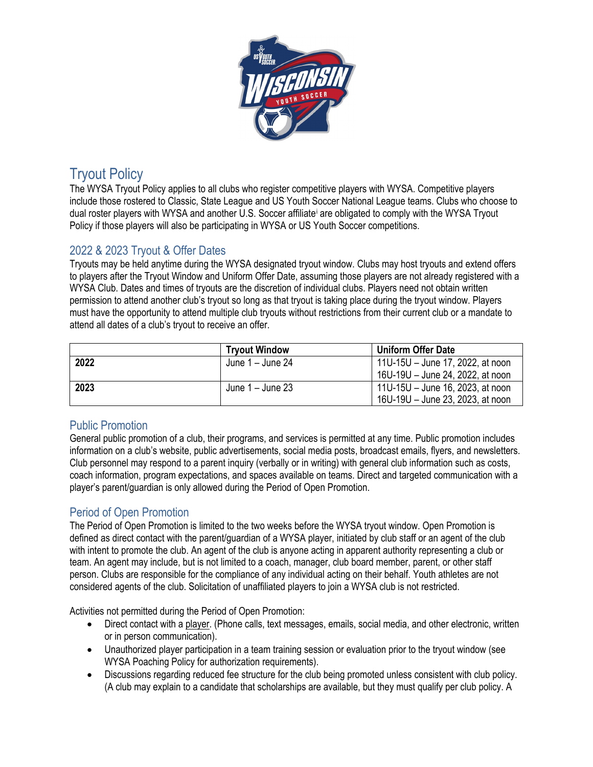# Tryout Policy

The WYSA Tryout Policy applies to all clubs who register competitive players with WYSA. Competitive players include those rostered to Classic, State League and US Youth Soccer National League teams. Clubs who choose to dual roster players with WYSA and another U.S. Soccer affiliate[i] are obligated to comply with the WYSA Tryout Policy if those players will also be participating in WYSA or US Youth Soccer competitions.

## 2022 & 2023 Tryout & Offer Dates

Tryouts may be held anytime during the WYSA designated tryout window. Clubs may host tryouts and extend offers to players after the Tryout Window and Uniform Offer Date, assuming those players are not already registered with a WYSA Club. Dates and times of tryouts are the discretion of individual clubs. Players need not obtain written permission to attend another club's tryout so long as that tryout is taking place during the tryout window. Players must have the opportunity to attend multiple club tryouts without restrictions from their current club or a mandate to attend all dates of a club's tryout to receive an offer.

| | Tryout Window | Uniform Offer Date |
|---|---|---|
| **2022** | June 1 – June 24 | 11U-15U – June 17, 2022, at noon<br>16U-19U – June 24, 2022, at noon |
| **2023** | June 1 – June 23 | 11U-15U – June 16, 2023, at noon<br>16U-19U – June 23, 2023, at noon |

## Public Promotion

General public promotion of a club, their programs, and services is permitted at any time. Public promotion includes information on a club's website, public advertisements, social media posts, broadcast emails, flyers, and newsletters. Club personnel may respond to a parent inquiry (verbally or in writing) with general club information such as costs, coach information, program expectations, and spaces available on teams. Direct and targeted communication with a player's parent/guardian is only allowed during the Period of Open Promotion.

## Period of Open Promotion

The Period of Open Promotion is limited to the two weeks before the WYSA tryout window. Open Promotion is defined as direct contact with the parent/guardian of a WYSA player, initiated by club staff or an agent of the club with intent to promote the club. An agent of the club is anyone acting in apparent authority representing a club or team. An agent may include, but is not limited to a coach, manager, club board member, parent, or other staff person. Clubs are responsible for the compliance of any individual acting on their behalf. Youth athletes are not considered agents of the club. Solicitation of unaffiliated players to join a WYSA club is not restricted.

Activities not permitted during the Period of Open Promotion:

- Direct contact with a player. (Phone calls, text messages, emails, social media, and other electronic, written or in person communication).
- Unauthorized player participation in a team training session or evaluation prior to the tryout window (see WYSA Poaching Policy for authorization requirements).
- Discussions regarding reduced fee structure for the club being promoted unless consistent with club policy. (A club may explain to a candidate that scholarships are available, but they must qualify per club policy. A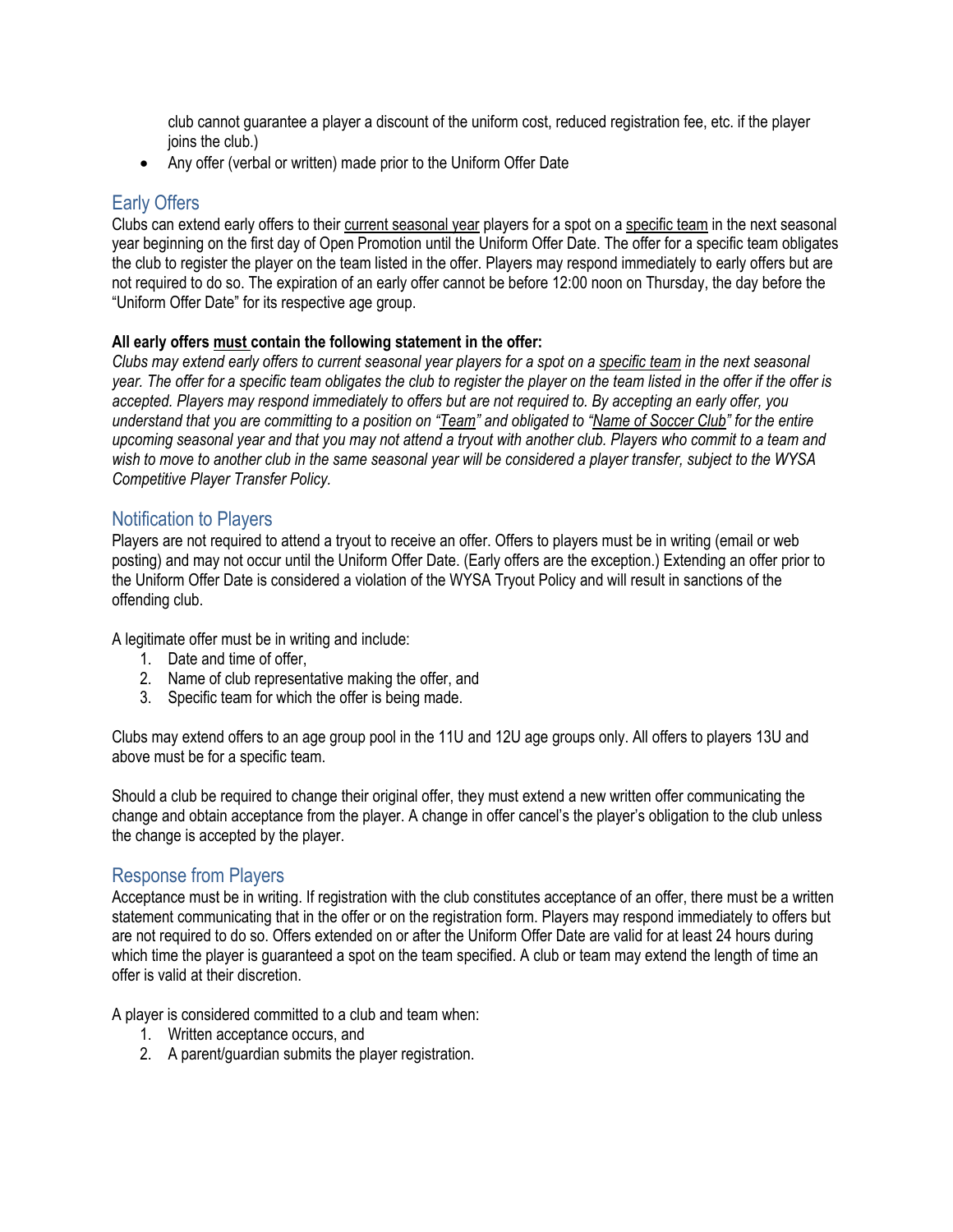club cannot guarantee a player a discount of the uniform cost, reduced registration fee, etc. if the player joins the club.)

- Any offer (verbal or written) made prior to the Uniform Offer Date

## Early Offers

Clubs can extend early offers to their current seasonal year players for a spot on a specific team in the next seasonal year beginning on the first day of Open Promotion until the Uniform Offer Date. The offer for a specific team obligates the club to register the player on the team listed in the offer. Players may respond immediately to early offers but are not required to do so. The expiration of an early offer cannot be before 12:00 noon on Thursday, the day before the "Uniform Offer Date" for its respective age group.

**All early offers must contain the following statement in the offer:**

*Clubs may extend early offers to current seasonal year players for a spot on a specific team in the next seasonal year. The offer for a specific team obligates the club to register the player on the team listed in the offer if the offer is accepted. Players may respond immediately to offers but are not required to. By accepting an early offer, you understand that you are committing to a position on "Team" and obligated to "Name of Soccer Club" for the entire upcoming seasonal year and that you may not attend a tryout with another club. Players who commit to a team and wish to move to another club in the same seasonal year will be considered a player transfer, subject to the WYSA Competitive Player Transfer Policy.*

## Notification to Players

Players are not required to attend a tryout to receive an offer. Offers to players must be in writing (email or web posting) and may not occur until the Uniform Offer Date. (Early offers are the exception.) Extending an offer prior to the Uniform Offer Date is considered a violation of the WYSA Tryout Policy and will result in sanctions of the offending club.

A legitimate offer must be in writing and include:

1. Date and time of offer,
2. Name of club representative making the offer, and
3. Specific team for which the offer is being made.

Clubs may extend offers to an age group pool in the 11U and 12U age groups only. All offers to players 13U and above must be for a specific team.

Should a club be required to change their original offer, they must extend a new written offer communicating the change and obtain acceptance from the player. A change in offer cancel's the player's obligation to the club unless the change is accepted by the player.

## Response from Players

Acceptance must be in writing. If registration with the club constitutes acceptance of an offer, there must be a written statement communicating that in the offer or on the registration form. Players may respond immediately to offers but are not required to do so. Offers extended on or after the Uniform Offer Date are valid for at least 24 hours during which time the player is guaranteed a spot on the team specified. A club or team may extend the length of time an offer is valid at their discretion.

A player is considered committed to a club and team when:

1. Written acceptance occurs, and
2. A parent/guardian submits the player registration.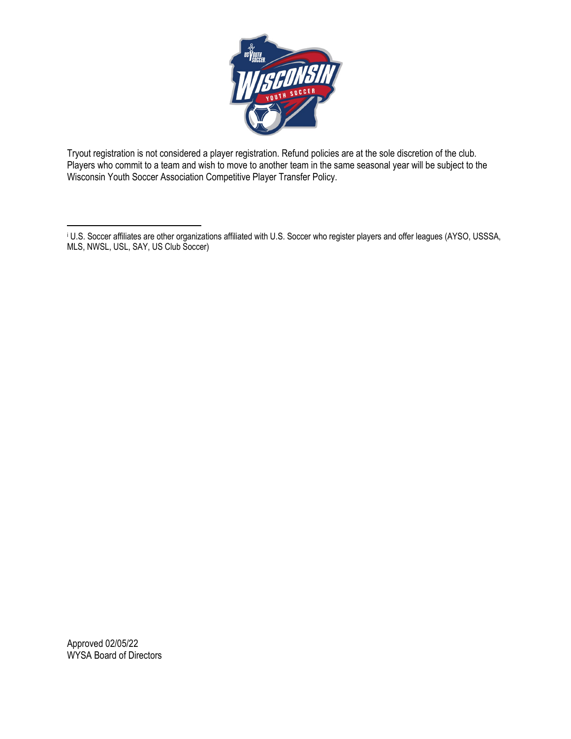Tryout registration is not considered a player registration. Refund policies are at the sole discretion of the club. Players who commit to a team and wish to move to another team in the same seasonal year will be subject to the Wisconsin Youth Soccer Association Competitive Player Transfer Policy.

---

[i] U.S. Soccer affiliates are other organizations affiliated with U.S. Soccer who register players and offer leagues (AYSO, USSSA, MLS, NWSL, USL, SAY, US Club Soccer)

Approved 02/05/22
WYSA Board of Directors